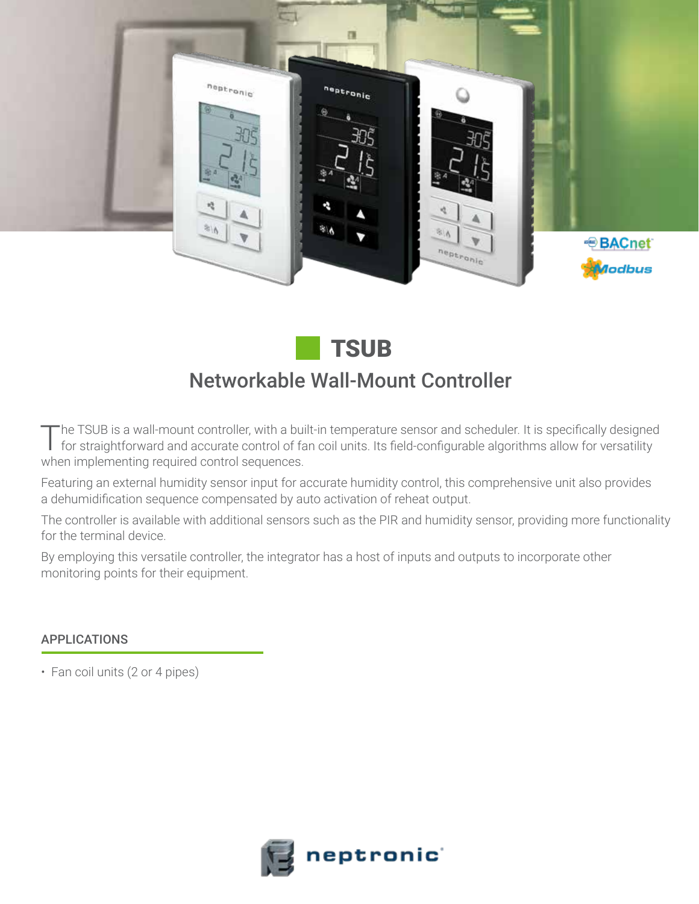# TSUB

## Networkable Wall-Mount Controller

The TSUB is a wall-mount controller, with a built-in temperature sensor and scheduler. It is specifically designed for straightforward and accurate control of fan coil units. Its field-configurable algorithms allow for versatility when implementing required control sequences.

Featuring an external humidity sensor input for accurate humidity control, this comprehensive unit also provides a dehumidification sequence compensated by auto activation of reheat output.

The controller is available with additional sensors such as the PIR and humidity sensor, providing more functionality for the terminal device.

By employing this versatile controller, the integrator has a host of inputs and outputs to incorporate other monitoring points for their equipment.

### APPLICATIONS

- Fan coil units (2 or 4 pipes)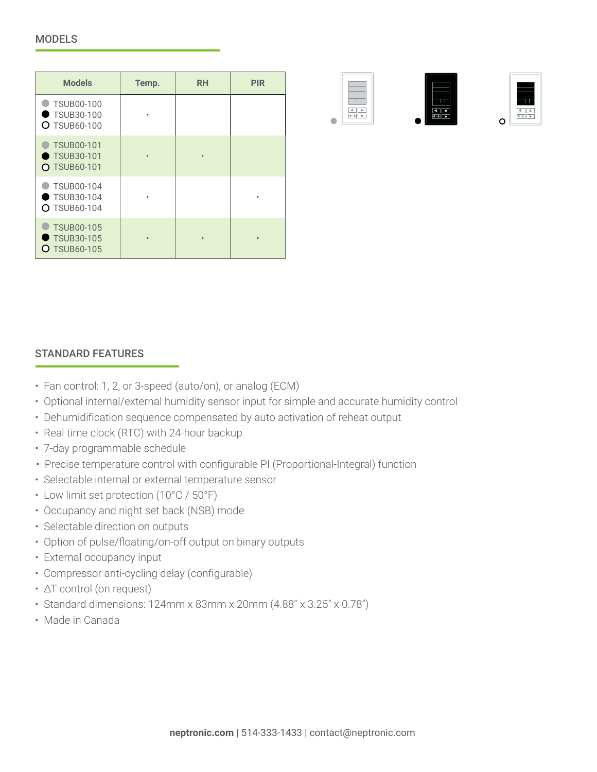## MODELS

| Models | Temp. | RH | PIR |
|---|---|---|---|
| ● TSUB00-100<br>● TSUB30-100<br>○ TSUB60-100 | • | | |
| ● TSUB00-101<br>● TSUB30-101<br>○ TSUB60-101 | • | • | |
| ● TSUB00-104<br>● TSUB30-104<br>○ TSUB60-104 | • | | • |
| ● TSUB00-105<br>● TSUB30-105<br>○ TSUB60-105 | • | • | • |

## STANDARD FEATURES

- Fan control: 1, 2, or 3-speed (auto/on), or analog (ECM)
- Optional internal/external humidity sensor input for simple and accurate humidity control
- Dehumidification sequence compensated by auto activation of reheat output
- Real time clock (RTC) with 24-hour backup
- 7-day programmable schedule
- Precise temperature control with configurable PI (Proportional-Integral) function
- Selectable internal or external temperature sensor
- Low limit set protection (10°C / 50°F)
- Occupancy and night set back (NSB) mode
- Selectable direction on outputs
- Option of pulse/floating/on-off output on binary outputs
- External occupancy input
- Compressor anti-cycling delay (configurable)
- ΔT control (on request)
- Standard dimensions: 124mm x 83mm x 20mm (4.88" x 3.25" x 0.78")
- Made in Canada

**neptronic.com** | 514-333-1433 | contact@neptronic.com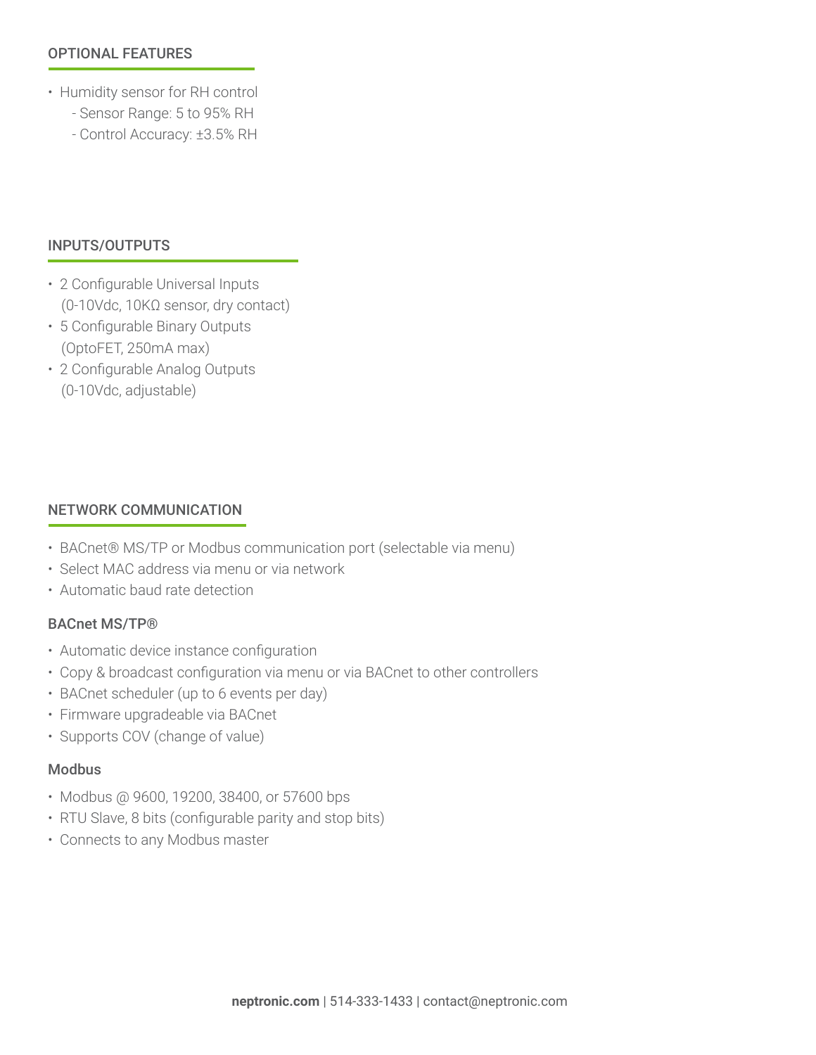## OPTIONAL FEATURES

- Humidity sensor for RH control
  - Sensor Range: 5 to 95% RH
  - Control Accuracy: ±3.5% RH

## INPUTS/OUTPUTS

- 2 Configurable Universal Inputs (0-10Vdc, 10KΩ sensor, dry contact)
- 5 Configurable Binary Outputs (OptoFET, 250mA max)
- 2 Configurable Analog Outputs (0-10Vdc, adjustable)

## NETWORK COMMUNICATION

- BACnet® MS/TP or Modbus communication port (selectable via menu)
- Select MAC address via menu or via network
- Automatic baud rate detection

### BACnet MS/TP®

- Automatic device instance configuration
- Copy & broadcast configuration via menu or via BACnet to other controllers
- BACnet scheduler (up to 6 events per day)
- Firmware upgradeable via BACnet
- Supports COV (change of value)

### Modbus

- Modbus @ 9600, 19200, 38400, or 57600 bps
- RTU Slave, 8 bits (configurable parity and stop bits)
- Connects to any Modbus master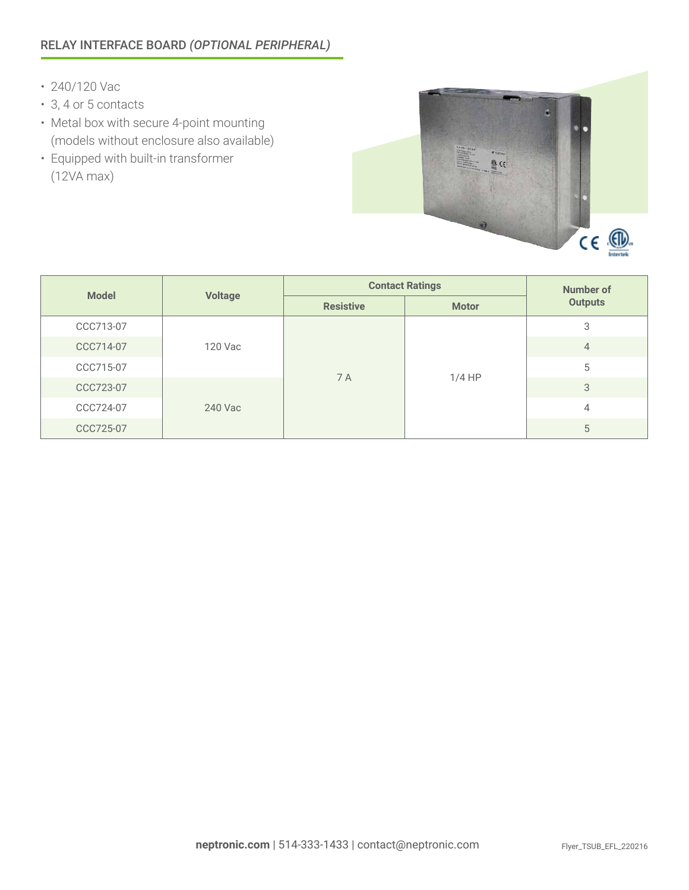## RELAY INTERFACE BOARD *(OPTIONAL PERIPHERAL)*

- 240/120 Vac
- 3, 4 or 5 contacts
- Metal box with secure 4-point mounting (models without enclosure also available)
- Equipped with built-in transformer (12VA max)

| Model | Voltage | Contact Ratings | | Number of Outputs |
|---|---|---|---|---|
| | | Resistive | Motor | |
| CCC713-07 | 120 Vac | 7 A | 1/4 HP | 3 |
| CCC714-07 | | | | 4 |
| CCC715-07 | | | | 5 |
| CCC723-07 | 240 Vac | | | 3 |
| CCC724-07 | | | | 4 |
| CCC725-07 | | | | 5 |

**neptronic.com** | 514-333-1433 | contact@neptronic.com

Flyer_TSUB_EFL_220216